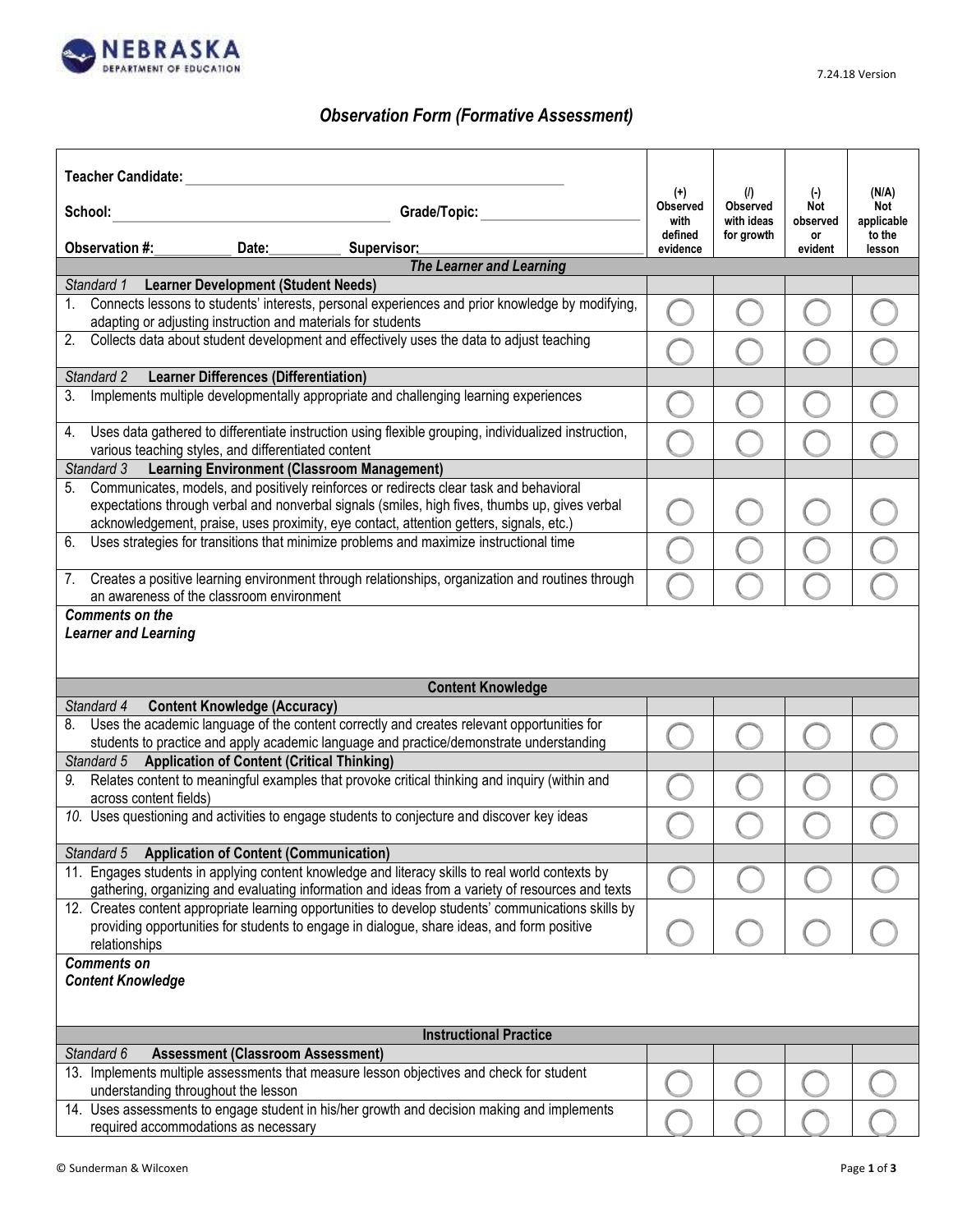NEBRASKA DEPARTMENT OF EDUCATION

7.24.18 Version

# *Observation Form (Formative Assessment)*

**Teacher Candidate:** ______________________________

**School:** ______________________________ **Grade/Topic:** ____________________

**Observation #:**__________ **Date:**__________ **Supervisor:**______________________________

| | (+) Observed with defined evidence | (/) Observed with ideas for growth | (-) Not observed or evident | (N/A) Not applicable to the lesson |
|---|---|---|---|---|
| ***The Learner and Learning*** | | | | |
| *Standard 1* **Learner Development (Student Needs)** | | | | |
| 1. Connects lessons to students' interests, personal experiences and prior knowledge by modifying, adapting or adjusting instruction and materials for students | ○ | ○ | ○ | ○ |
| 2. Collects data about student development and effectively uses the data to adjust teaching | ○ | ○ | ○ | ○ |
| *Standard 2* **Learner Differences (Differentiation)** | | | | |
| 3. Implements multiple developmentally appropriate and challenging learning experiences | ○ | ○ | ○ | ○ |
| 4. Uses data gathered to differentiate instruction using flexible grouping, individualized instruction, various teaching styles, and differentiated content | ○ | ○ | ○ | ○ |
| *Standard 3* **Learning Environment (Classroom Management)** | | | | |
| 5. Communicates, models, and positively reinforces or redirects clear task and behavioral expectations through verbal and nonverbal signals (smiles, high fives, thumbs up, gives verbal acknowledgement, praise, uses proximity, eye contact, attention getters, signals, etc.) | ○ | ○ | ○ | ○ |
| 6. Uses strategies for transitions that minimize problems and maximize instructional time | ○ | ○ | ○ | ○ |
| 7. Creates a positive learning environment through relationships, organization and routines through an awareness of the classroom environment | ○ | ○ | ○ | ○ |
| ***Comments on the Learner and Learning*** | | | | |
| **Content Knowledge** | | | | |
| *Standard 4* **Content Knowledge (Accuracy)** | | | | |
| 8. Uses the academic language of the content correctly and creates relevant opportunities for students to practice and apply academic language and practice/demonstrate understanding | ○ | ○ | ○ | ○ |
| *Standard 5* **Application of Content (Critical Thinking)** | | | | |
| *9.* Relates content to meaningful examples that provoke critical thinking and inquiry (within and across content fields) | ○ | ○ | ○ | ○ |
| *10.* Uses questioning and activities to engage students to conjecture and discover key ideas | ○ | ○ | ○ | ○ |
| *Standard 5* **Application of Content (Communication)** | | | | |
| 11. Engages students in applying content knowledge and literacy skills to real world contexts by gathering, organizing and evaluating information and ideas from a variety of resources and texts | ○ | ○ | ○ | ○ |
| 12. Creates content appropriate learning opportunities to develop students' communications skills by providing opportunities for students to engage in dialogue, share ideas, and form positive relationships | ○ | ○ | ○ | ○ |
| ***Comments on Content Knowledge*** | | | | |
| **Instructional Practice** | | | | |
| *Standard 6* **Assessment (Classroom Assessment)** | | | | |
| 13. Implements multiple assessments that measure lesson objectives and check for student understanding throughout the lesson | ○ | ○ | ○ | ○ |
| 14. Uses assessments to engage student in his/her growth and decision making and implements required accommodations as necessary | ○ | ○ | ○ | ○ |

© Sunderman & Wilcoxen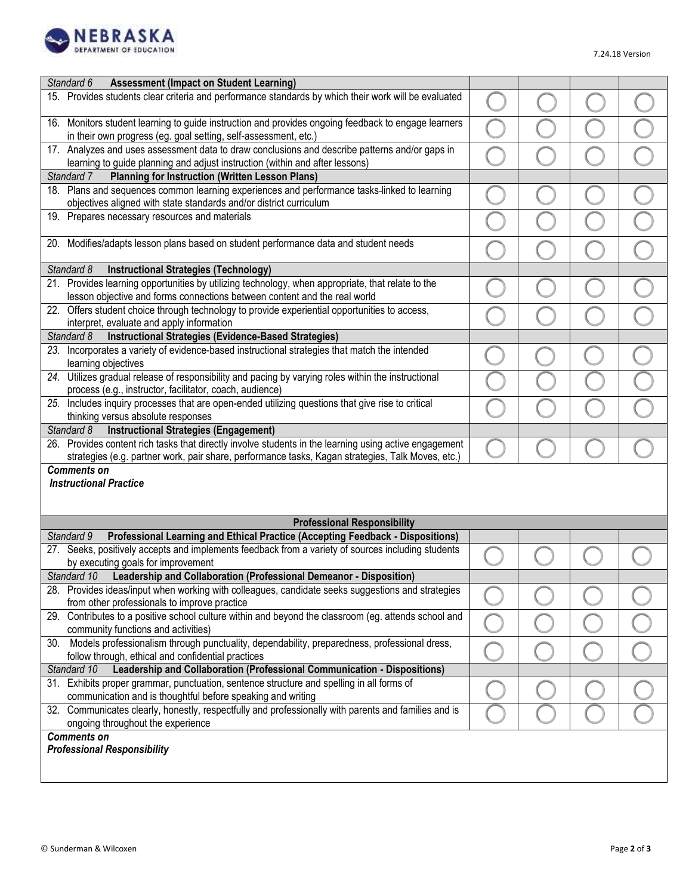| *Standard 6* **Assessment (Impact on Student Learning)** | | | | |
|---|---|---|---|---|
| 15. Provides students clear criteria and performance standards by which their work will be evaluated | ○ | ○ | ○ | ○ |
| 16. Monitors student learning to guide instruction and provides ongoing feedback to engage learners in their own progress (eg. goal setting, self-assessment, etc.) | ○ | ○ | ○ | ○ |
| 17. Analyzes and uses assessment data to draw conclusions and describe patterns and/or gaps in learning to guide planning and adjust instruction (within and after lessons) | ○ | ○ | ○ | ○ |
| *Standard 7* **Planning for Instruction (Written Lesson Plans)** | | | | |
| 18. Plans and sequences common learning experiences and performance tasks-linked to learning objectives aligned with state standards and/or district curriculum | ○ | ○ | ○ | ○ |
| 19. Prepares necessary resources and materials | ○ | ○ | ○ | ○ |
| 20. Modifies/adapts lesson plans based on student performance data and student needs | ○ | ○ | ○ | ○ |
| *Standard 8* **Instructional Strategies (Technology)** | | | | |
| 21. Provides learning opportunities by utilizing technology, when appropriate, that relate to the lesson objective and forms connections between content and the real world | ○ | ○ | ○ | ○ |
| 22. Offers student choice through technology to provide experiential opportunities to access, interpret, evaluate and apply information | ○ | ○ | ○ | ○ |
| *Standard 8* **Instructional Strategies (Evidence-Based Strategies)** | | | | |
| *23.* Incorporates a variety of evidence-based instructional strategies that match the intended learning objectives | ○ | ○ | ○ | ○ |
| *24.* Utilizes gradual release of responsibility and pacing by varying roles within the instructional process (e.g., instructor, facilitator, coach, audience) | ○ | ○ | ○ | ○ |
| *25.* Includes inquiry processes that are open-ended utilizing questions that give rise to critical thinking versus absolute responses | ○ | ○ | ○ | ○ |
| *Standard 8* **Instructional Strategies (Engagement)** | | | | |
| 26. Provides content rich tasks that directly involve students in the learning using active engagement strategies (e.g. partner work, pair share, performance tasks, Kagan strategies, Talk Moves, etc.) | ○ | ○ | ○ | ○ |
| ***Comments on Instructional Practice*** | | | | |
| **Professional Responsibility** | | | | |
| *Standard 9* **Professional Learning and Ethical Practice (Accepting Feedback - Dispositions)** | | | | |
| 27. Seeks, positively accepts and implements feedback from a variety of sources including students by executing goals for improvement | ○ | ○ | ○ | ○ |
| *Standard 10* **Leadership and Collaboration (Professional Demeanor - Disposition)** | | | | |
| 28. Provides ideas/input when working with colleagues, candidate seeks suggestions and strategies from other professionals to improve practice | ○ | ○ | ○ | ○ |
| 29. Contributes to a positive school culture within and beyond the classroom (eg. attends school and community functions and activities) | ○ | ○ | ○ | ○ |
| 30. Models professionalism through punctuality, dependability, preparedness, professional dress, follow through, ethical and confidential practices | ○ | ○ | ○ | ○ |
| *Standard 10* **Leadership and Collaboration (Professional Communication - Dispositions)** | | | | |
| 31. Exhibits proper grammar, punctuation, sentence structure and spelling in all forms of communication and is thoughtful before speaking and writing | ○ | ○ | ○ | ○ |
| 32. Communicates clearly, honestly, respectfully and professionally with parents and families and is ongoing throughout the experience | ○ | ○ | ○ | ○ |
| ***Comments on Professional Responsibility*** | | | | |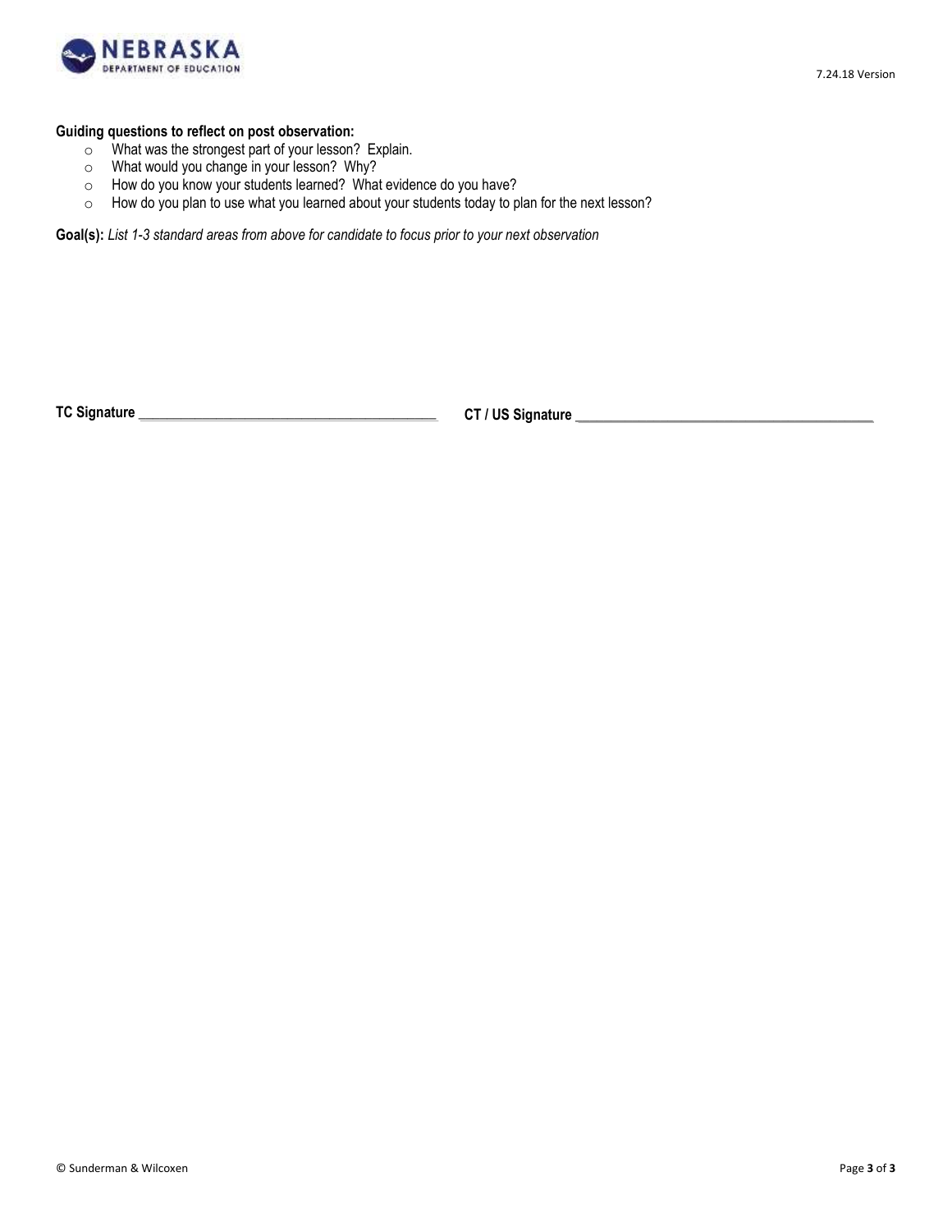**Guiding questions to reflect on post observation:**

- What was the strongest part of your lesson? Explain.
- What would you change in your lesson? Why?
- How do you know your students learned? What evidence do you have?
- How do you plan to use what you learned about your students today to plan for the next lesson?

**Goal(s):** *List 1-3 standard areas from above for candidate to focus prior to your next observation*

**TC Signature** ________________________________________ **CT / US Signature** ________________________________________